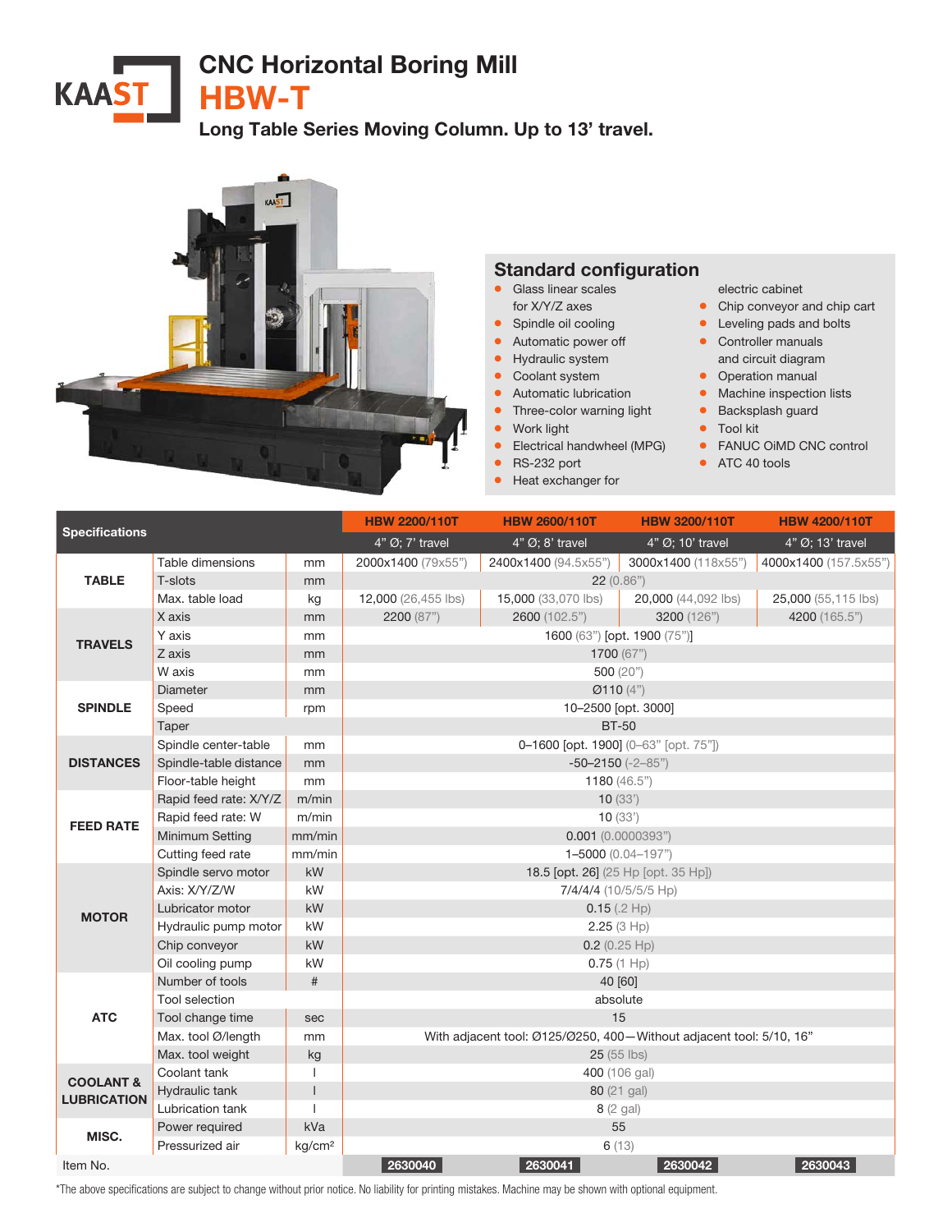KAAST

# CNC Horizontal Boring Mill

# HBW-T

### Long Table Series Moving Column. Up to 13’ travel.

## Standard configuration

- Glass linear scales for X/Y/Z axes
- Spindle oil cooling
- Automatic power off
- Hydraulic system
- Coolant system
- Automatic lubrication
- Three-color warning light
- Work light
- Electrical handwheel (MPG)
- RS-232 port
- Heat exchanger for electric cabinet
- Chip conveyor and chip cart
- Leveling pads and bolts
- Controller manuals and circuit diagram
- Operation manual
- Machine inspection lists
- Backsplash guard
- Tool kit
- FANUC OiMD CNC control
- ATC 40 tools

| Specifications | | | HBW 2200/110T | HBW 2600/110T | HBW 3200/110T | HBW 4200/110T |
|---|---|---|---|---|---|---|
| | | | 4” Ø; 7’ travel | 4” Ø; 8’ travel | 4” Ø; 10’ travel | 4” Ø; 13’ travel |
| TABLE | Table dimensions | mm | 2000x1400 (79x55”) | 2400x1400 (94.5x55”) | 3000x1400 (118x55”) | 4000x1400 (157.5x55”) |
| | T-slots | mm | 22 (0.86”) | | | |
| | Max. table load | kg | 12,000 (26,455 lbs) | 15,000 (33,070 lbs) | 20,000 (44,092 lbs) | 25,000 (55,115 lbs) |
| TRAVELS | X axis | mm | 2200 (87”) | 2600 (102.5”) | 3200 (126”) | 4200 (165.5”) |
| | Y axis | mm | 1600 (63”) [opt. 1900 (75”)] | | | |
| | Z axis | mm | 1700 (67”) | | | |
| | W axis | mm | 500 (20”) | | | |
| SPINDLE | Diameter | mm | Ø110 (4”) | | | |
| | Speed | rpm | 10–2500 [opt. 3000] | | | |
| | Taper | | BT-50 | | | |
| DISTANCES | Spindle center-table | mm | 0–1600 [opt. 1900] (0–63” [opt. 75”]) | | | |
| | Spindle-table distance | mm | -50–2150 (-2–85”) | | | |
| | Floor-table height | mm | 1180 (46.5”) | | | |
| FEED RATE | Rapid feed rate: X/Y/Z | m/min | 10 (33’) | | | |
| | Rapid feed rate: W | m/min | 10 (33’) | | | |
| | Minimum Setting | mm/min | 0.001 (0.0000393”) | | | |
| | Cutting feed rate | mm/min | 1–5000 (0.04–197”) | | | |
| MOTOR | Spindle servo motor | kW | 18.5 [opt. 26] (25 Hp [opt. 35 Hp]) | | | |
| | Axis: X/Y/Z/W | kW | 7/4/4/4 (10/5/5/5 Hp) | | | |
| | Lubricator motor | kW | 0.15 (.2 Hp) | | | |
| | Hydraulic pump motor | kW | 2.25 (3 Hp) | | | |
| | Chip conveyor | kW | 0.2 (0.25 Hp) | | | |
| | Oil cooling pump | kW | 0.75 (1 Hp) | | | |
| ATC | Number of tools | # | 40 [60] | | | |
| | Tool selection | | absolute | | | |
| | Tool change time | sec | 15 | | | |
| | Max. tool Ø/length | mm | With adjacent tool: Ø125/Ø250, 400—Without adjacent tool: 5/10, 16” | | | |
| | Max. tool weight | kg | 25 (55 lbs) | | | |
| COOLANT & LUBRICATION | Coolant tank | l | 400 (106 gal) | | | |
| | Hydraulic tank | l | 80 (21 gal) | | | |
| | Lubrication tank | l | 8 (2 gal) | | | |
| MISC. | Power required | kVa | 55 | | | |
| | Pressurized air | kg/cm² | 6 (13) | | | |
| Item No. | | | 2630040 | 2630041 | 2630042 | 2630043 |

*The above specifications are subject to change without prior notice. No liability for printing mistakes. Machine may be shown with optional equipment.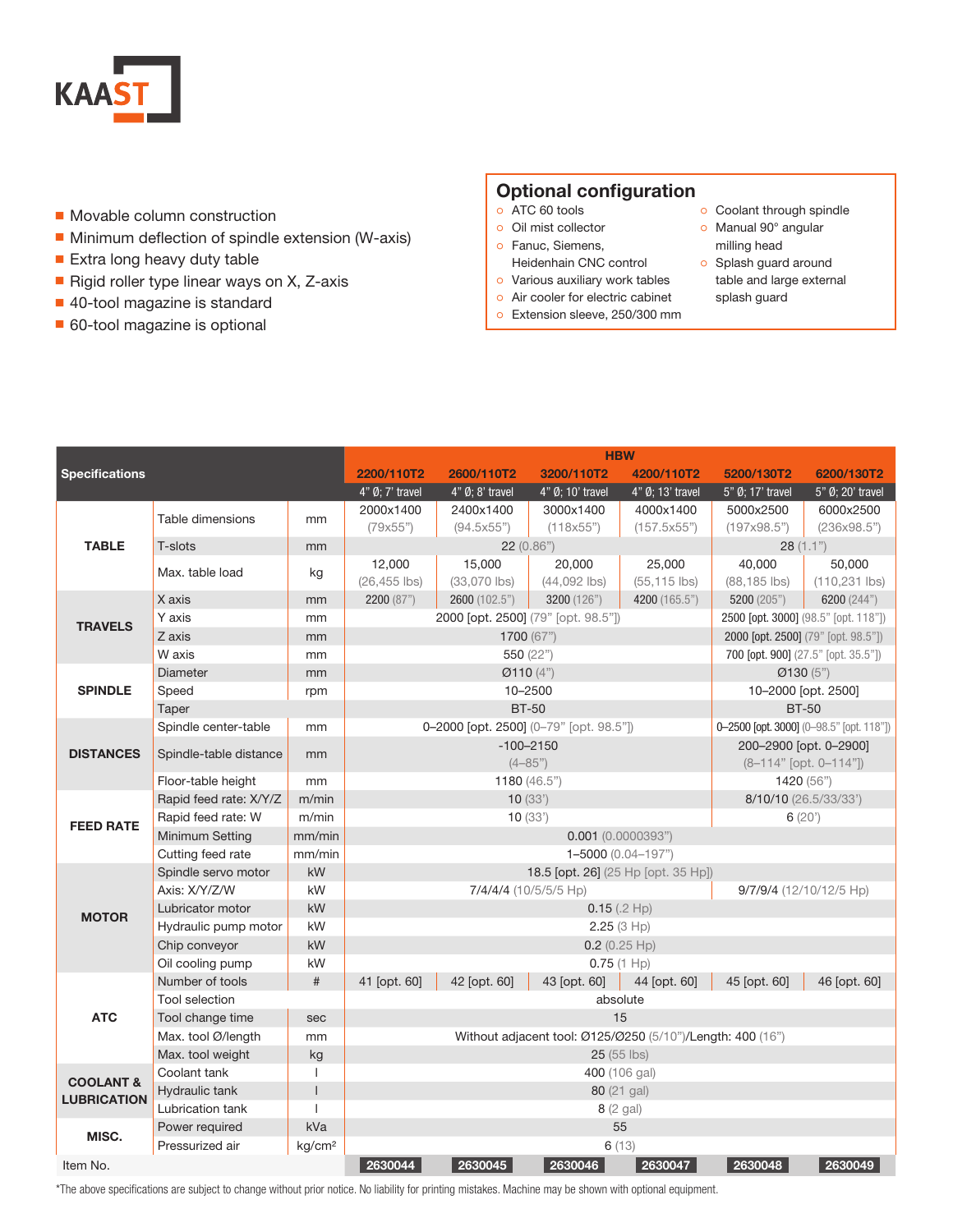KAAST

- Movable column construction
- Minimum deflection of spindle extension (W-axis)
- Extra long heavy duty table
- Rigid roller type linear ways on X, Z-axis
- 40-tool magazine is standard
- 60-tool magazine is optional

## Optional configuration

- ATC 60 tools
- Oil mist collector
- Fanuc, Siemens, Heidenhain CNC control
- Various auxiliary work tables
- Air cooler for electric cabinet
- Extension sleeve, 250/300 mm
- Coolant through spindle
- Manual 90° angular milling head
- Splash guard around table and large external splash guard

| Specifications | | | HBW | | | | | |
|---|---|---|---|---|---|---|---|---|
| | | | 2200/110T2 | 2600/110T2 | 3200/110T2 | 4200/110T2 | 5200/130T2 | 6200/130T2 |
| | | | 4" Ø; 7' travel | 4" Ø; 8' travel | 4" Ø; 10' travel | 4" Ø; 13' travel | 5" Ø; 17' travel | 5" Ø; 20' travel |
| TABLE | Table dimensions | mm | 2000x1400 (79x55") | 2400x1400 (94.5x55") | 3000x1400 (118x55") | 4000x1400 (157.5x55") | 5000x2500 (197x98.5") | 6000x2500 (236x98.5") |
| | T-slots | mm | 22 (0.86") | | | | 28 (1.1") | |
| | Max. table load | kg | 12,000 (26,455 lbs) | 15,000 (33,070 lbs) | 20,000 (44,092 lbs) | 25,000 (55,115 lbs) | 40,000 (88,185 lbs) | 50,000 (110,231 lbs) |
| TRAVELS | X axis | mm | 2200 (87") | 2600 (102.5") | 3200 (126") | 4200 (165.5") | 5200 (205") | 6200 (244") |
| | Y axis | mm | 2000 [opt. 2500] (79" [opt. 98.5"]) | | | | 2500 [opt. 3000] (98.5" [opt. 118"]) | |
| | Z axis | mm | 1700 (67") | | | | 2000 [opt. 2500] (79" [opt. 98.5"]) | |
| | W axis | mm | 550 (22") | | | | 700 [opt. 900] (27.5" [opt. 35.5"]) | |
| SPINDLE | Diameter | mm | Ø110 (4") | | | | Ø130 (5") | |
| | Speed | rpm | 10–2500 | | | | 10–2000 [opt. 2500] | |
| | Taper | | BT-50 | | | | BT-50 | |
| DISTANCES | Spindle center-table | mm | 0–2000 [opt. 2500] (0–79" [opt. 98.5"]) | | | | 0–2500 [opt. 3000] (0–98.5" [opt. 118"]) | |
| | Spindle-table distance | mm | -100–2150 (4–85") | | | | 200–2900 [opt. 0–2900] (8–114" [opt. 0–114"]) | |
| | Floor-table height | mm | 1180 (46.5") | | | | 1420 (56") | |
| FEED RATE | Rapid feed rate: X/Y/Z | m/min | 10 (33') | | | | 8/10/10 (26.5/33/33') | |
| | Rapid feed rate: W | m/min | 10 (33') | | | | 6 (20') | |
| | Minimum Setting | mm/min | 0.001 (0.0000393") | | | | | |
| | Cutting feed rate | mm/min | 1–5000 (0.04–197") | | | | | |
| MOTOR | Spindle servo motor | kW | 18.5 [opt. 26] (25 Hp [opt. 35 Hp]) | | | | | |
| | Axis: X/Y/Z/W | kW | 7/4/4/4 (10/5/5/5 Hp) | | | | 9/7/9/4 (12/10/12/5 Hp) | |
| | Lubricator motor | kW | 0.15 (.2 Hp) | | | | | |
| | Hydraulic pump motor | kW | 2.25 (3 Hp) | | | | | |
| | Chip conveyor | kW | 0.2 (0.25 Hp) | | | | | |
| | Oil cooling pump | kW | 0.75 (1 Hp) | | | | | |
| ATC | Number of tools | # | 41 [opt. 60] | 42 [opt. 60] | 43 [opt. 60] | 44 [opt. 60] | 45 [opt. 60] | 46 [opt. 60] |
| | Tool selection | | absolute | | | | | |
| | Tool change time | sec | 15 | | | | | |
| | Max. tool Ø/length | mm | Without adjacent tool: Ø125/Ø250 (5/10")/Length: 400 (16") | | | | | |
| | Max. tool weight | kg | 25 (55 lbs) | | | | | |
| COOLANT & LUBRICATION | Coolant tank | l | 400 (106 gal) | | | | | |
| | Hydraulic tank | l | 80 (21 gal) | | | | | |
| | Lubrication tank | l | 8 (2 gal) | | | | | |
| MISC. | Power required | kVa | 55 | | | | | |
| | Pressurized air | kg/cm² | 6 (13) | | | | | |
| Item No. | | | 2630044 | 2630045 | 2630046 | 2630047 | 2630048 | 2630049 |

*The above specifications are subject to change without prior notice. No liability for printing mistakes. Machine may be shown with optional equipment.